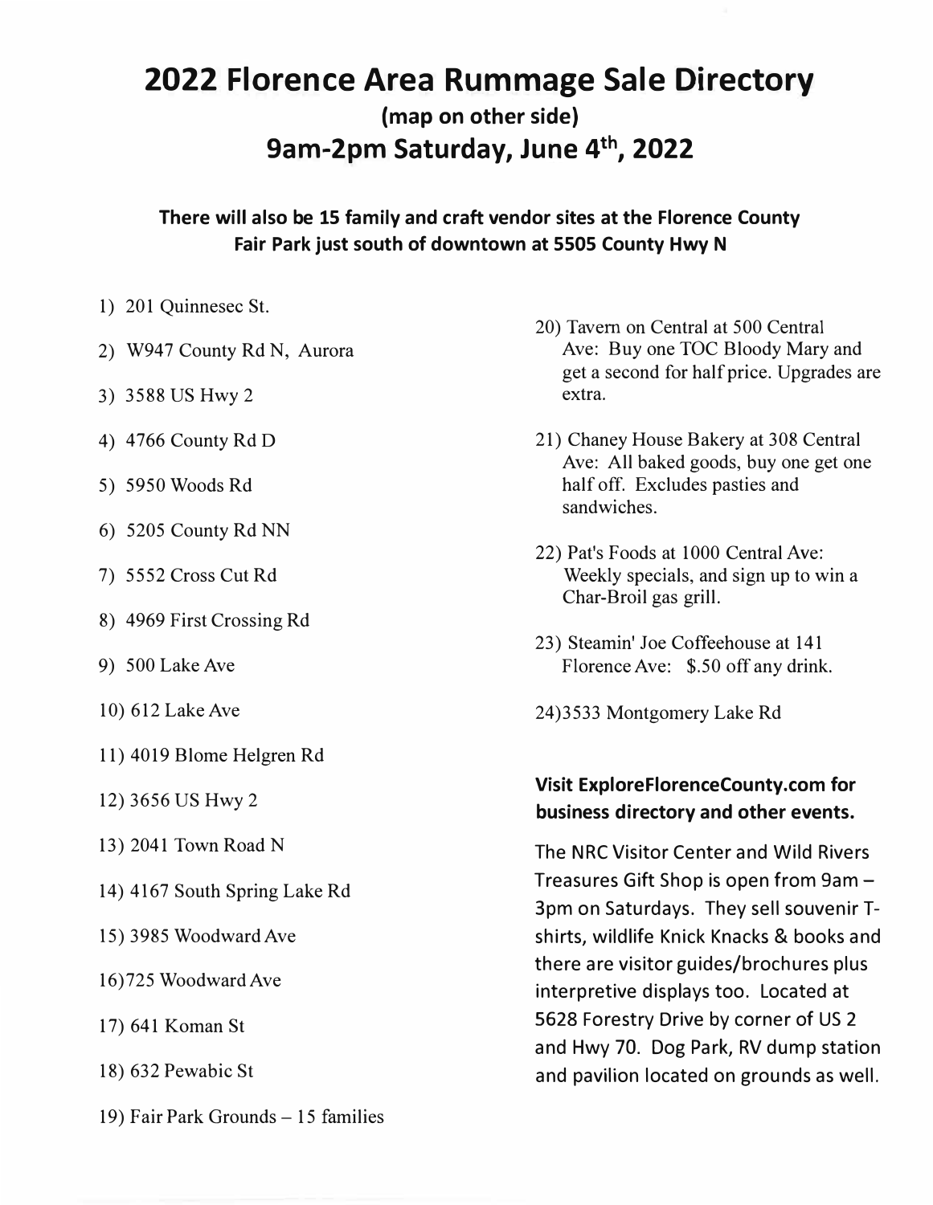# 2022 Florence Area Rummage Sale Directory

### (map on other side)

## 9am-2pm Saturday, June 4th, 2022

**There will also be 15 family and craft vendor sites at the Florence County Fair Park just south of downtown at 5505 County Hwy N**

1) 201 Quinnesec St.
2) W947 County Rd N, Aurora
3) 3588 US Hwy 2
4) 4766 County Rd D
5) 5950 Woods Rd
6) 5205 County Rd NN
7) 5552 Cross Cut Rd
8) 4969 First Crossing Rd
9) 500 Lake Ave
10) 612 Lake Ave
11) 4019 Blome Helgren Rd
12) 3656 US Hwy 2
13) 2041 Town Road N
14) 4167 South Spring Lake Rd
15) 3985 Woodward Ave
16) 725 Woodward Ave
17) 641 Koman St
18) 632 Pewabic St
19) Fair Park Grounds – 15 families
20) Tavern on Central at 500 Central Ave: Buy one TOC Bloody Mary and get a second for half price. Upgrades are extra.
21) Chaney House Bakery at 308 Central Ave: All baked goods, buy one get one half off. Excludes pasties and sandwiches.
22) Pat's Foods at 1000 Central Ave: Weekly specials, and sign up to win a Char-Broil gas grill.
23) Steamin' Joe Coffeehouse at 141 Florence Ave: $.50 off any drink.
24) 3533 Montgomery Lake Rd

**Visit ExploreFlorenceCounty.com for business directory and other events.**

The NRC Visitor Center and Wild Rivers Treasures Gift Shop is open from 9am – 3pm on Saturdays. They sell souvenir T-shirts, wildlife Knick Knacks & books and there are visitor guides/brochures plus interpretive displays too. Located at 5628 Forestry Drive by corner of US 2 and Hwy 70. Dog Park, RV dump station and pavilion located on grounds as well.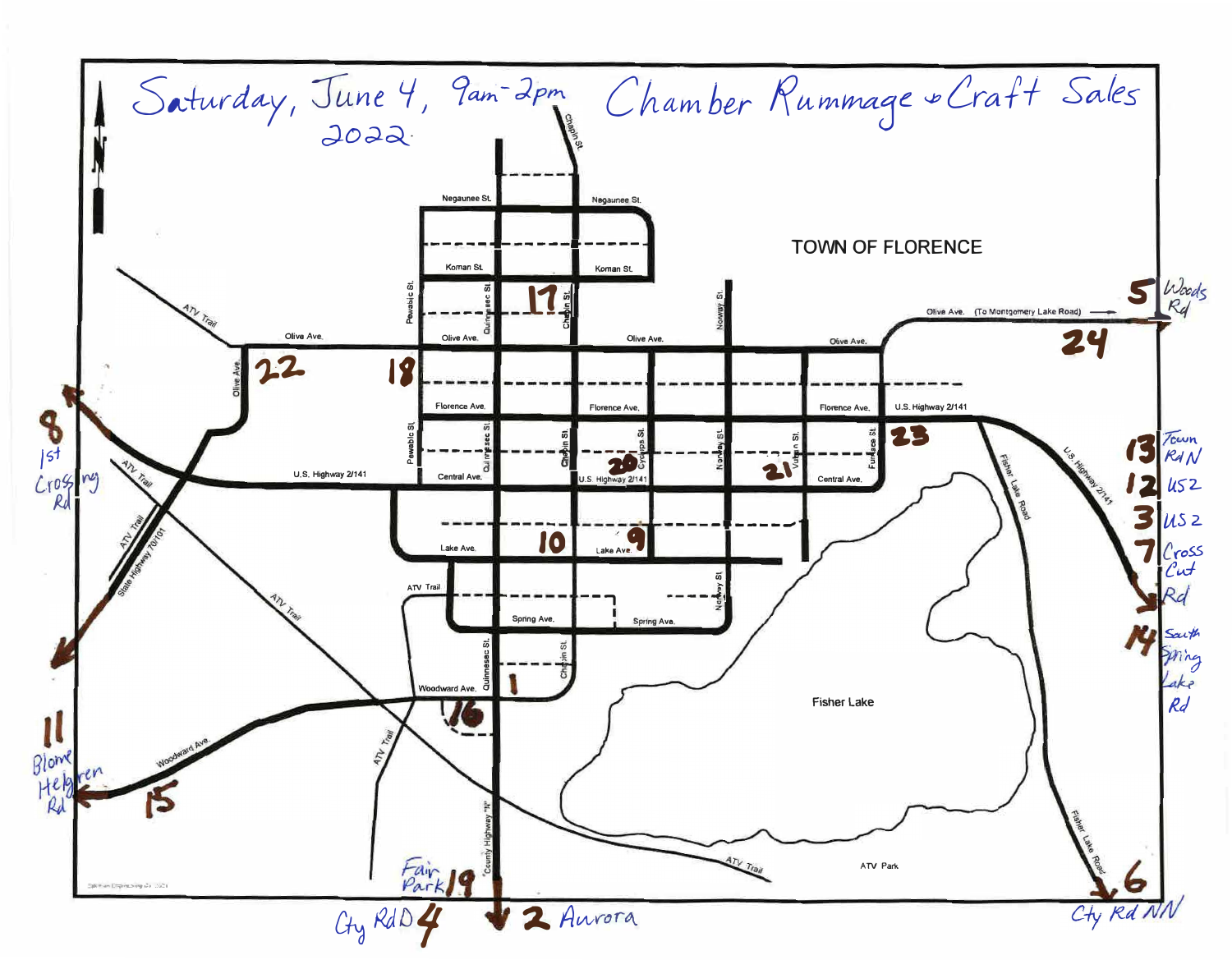# Saturday, June 4, 9am-2pm 2022 — Chamber Rummage & Craft Sales

TOWN OF FLORENCE

Negaunee St. Negaunee St. Koman St. Koman St. Olive Ave. Olive Ave. Olive Ave. Olive Ave. Olive Ave. (To Montgomery Lake Road) Florence Ave. Florence Ave. Florence Ave. U.S. Highway 2/141 Central Ave. Central Ave. U.S. Highway 2/141 U.S. Highway 2/141 U.S. Highway 2/141 Lake Ave. Lake Ave. Spring Ave. Spring Ave. Woodward Ave. Woodward Ave. Pewabic St. Pewabic St. Quinnesec St. Quinnesec St. Quinnesec St. Chapin St. Chapin St. Chapin St. Chapin St. Cyclops St. Norway St. Norway St. Norway St. Vulcan St. Furnace St. Fisher Lake Road Fisher Lake Road State Highway 70/101 County Highway "N" ATV Trail ATV Trail ATV Trail ATV Trail ATV Trail ATV Trail ATV Trail ATV Park Fisher Lake

1, 2 Aurora, 3 US 2, 4 Cty Rd D, 5 Woods Rd, 6 Cty Rd NN, 7 Cross Cut Rd, 8 1st Crossing Rd, 9, 10, 11 Blom Hebgren Rd, 12 US 2, 13 Town Rd N, 14 South Spring Lake Rd, 15, 16, 17, 18, 19 Fair Park, 20, 21, 22, 23, 24